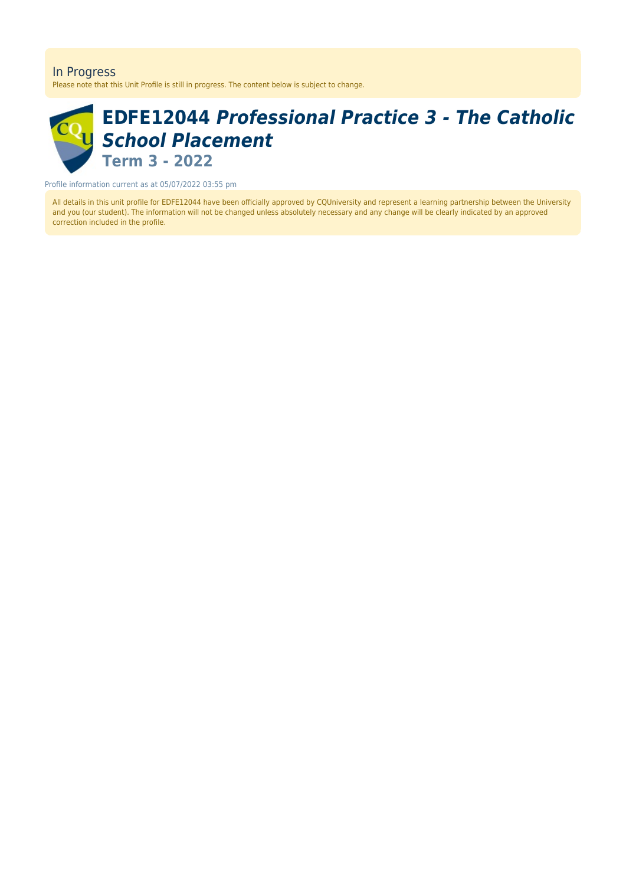In Progress

Please note that this Unit Profile is still in progress. The content below is subject to change.

# EDFE12044 *Professional Practice 3 - The Catholic School Placement*

## Term 3 - 2022

Profile information current as at 05/07/2022 03:55 pm

All details in this unit profile for EDFE12044 have been officially approved by CQUniversity and represent a learning partnership between the University and you (our student). The information will not be changed unless absolutely necessary and any change will be clearly indicated by an approved correction included in the profile.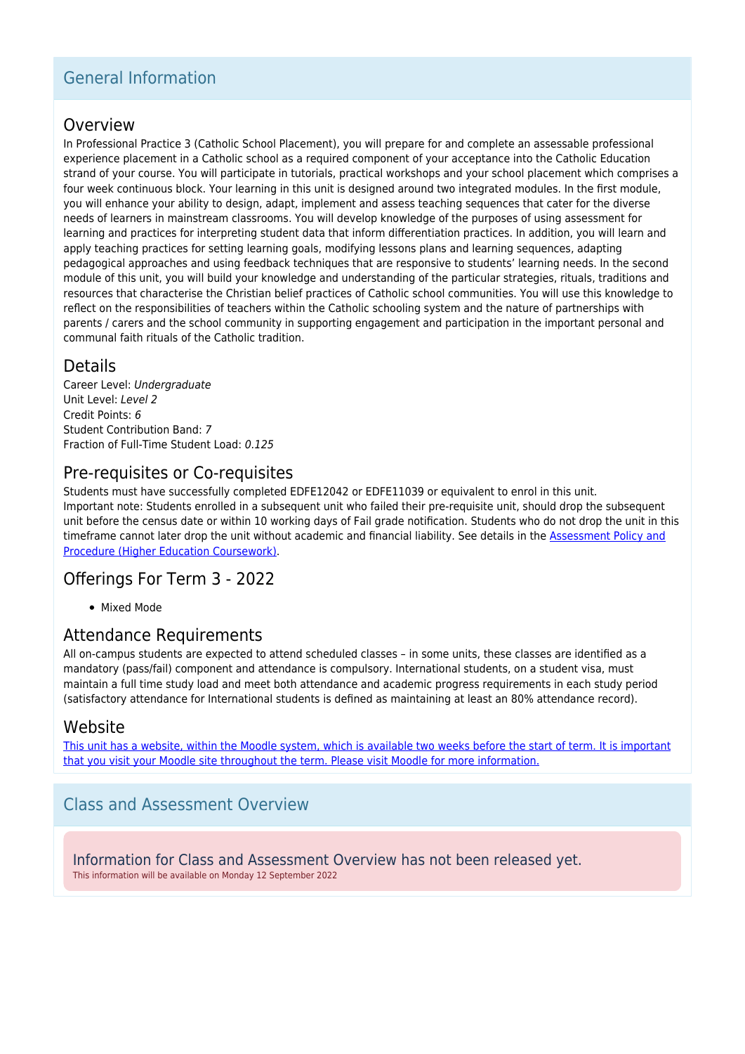## General Information

### Overview

In Professional Practice 3 (Catholic School Placement), you will prepare for and complete an assessable professional experience placement in a Catholic school as a required component of your acceptance into the Catholic Education strand of your course. You will participate in tutorials, practical workshops and your school placement which comprises a four week continuous block. Your learning in this unit is designed around two integrated modules. In the first module, you will enhance your ability to design, adapt, implement and assess teaching sequences that cater for the diverse needs of learners in mainstream classrooms. You will develop knowledge of the purposes of using assessment for learning and practices for interpreting student data that inform differentiation practices. In addition, you will learn and apply teaching practices for setting learning goals, modifying lessons plans and learning sequences, adapting pedagogical approaches and using feedback techniques that are responsive to students' learning needs. In the second module of this unit, you will build your knowledge and understanding of the particular strategies, rituals, traditions and resources that characterise the Christian belief practices of Catholic school communities. You will use this knowledge to reflect on the responsibilities of teachers within the Catholic schooling system and the nature of partnerships with parents / carers and the school community in supporting engagement and participation in the important personal and communal faith rituals of the Catholic tradition.

### Details

Career Level: *Undergraduate*
Unit Level: *Level 2*
Credit Points: *6*
Student Contribution Band: *7*
Fraction of Full-Time Student Load: *0.125*

### Pre-requisites or Co-requisites

Students must have successfully completed EDFE12042 or EDFE11039 or equivalent to enrol in this unit.
Important note: Students enrolled in a subsequent unit who failed their pre-requisite unit, should drop the subsequent unit before the census date or within 10 working days of Fail grade notification. Students who do not drop the unit in this timeframe cannot later drop the unit without academic and financial liability. See details in the [Assessment Policy and Procedure (Higher Education Coursework)](#).

### Offerings For Term 3 - 2022

- Mixed Mode

### Attendance Requirements

All on-campus students are expected to attend scheduled classes – in some units, these classes are identified as a mandatory (pass/fail) component and attendance is compulsory. International students, on a student visa, must maintain a full time study load and meet both attendance and academic progress requirements in each study period (satisfactory attendance for International students is defined as maintaining at least an 80% attendance record).

### Website

[This unit has a website, within the Moodle system, which is available two weeks before the start of term. It is important that you visit your Moodle site throughout the term. Please visit Moodle for more information.](#)

## Class and Assessment Overview

Information for Class and Assessment Overview has not been released yet.
This information will be available on Monday 12 September 2022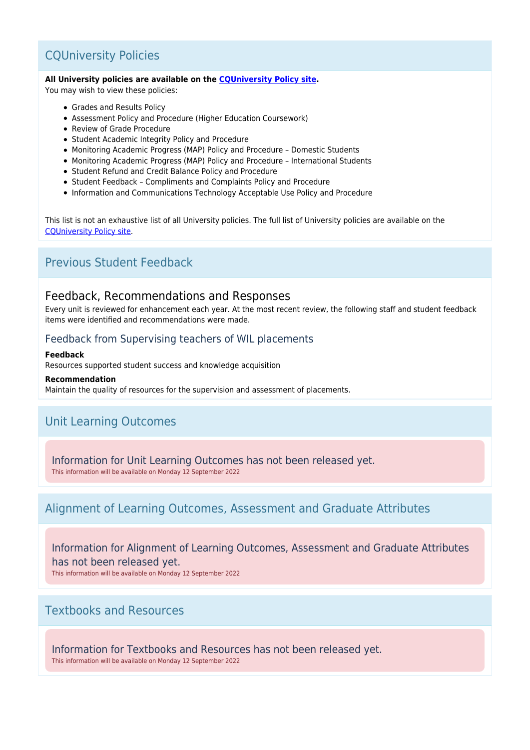## CQUniversity Policies

**All University policies are available on the [CQUniversity Policy site](CQUniversity Policy site).**
You may wish to view these policies:

- Grades and Results Policy
- Assessment Policy and Procedure (Higher Education Coursework)
- Review of Grade Procedure
- Student Academic Integrity Policy and Procedure
- Monitoring Academic Progress (MAP) Policy and Procedure – Domestic Students
- Monitoring Academic Progress (MAP) Policy and Procedure – International Students
- Student Refund and Credit Balance Policy and Procedure
- Student Feedback – Compliments and Complaints Policy and Procedure
- Information and Communications Technology Acceptable Use Policy and Procedure

This list is not an exhaustive list of all University policies. The full list of University policies are available on the CQUniversity Policy site.

## Previous Student Feedback

### Feedback, Recommendations and Responses

Every unit is reviewed for enhancement each year. At the most recent review, the following staff and student feedback items were identified and recommendations were made.

#### Feedback from Supervising teachers of WIL placements

**Feedback**
Resources supported student success and knowledge acquisition

**Recommendation**
Maintain the quality of resources for the supervision and assessment of placements.

## Unit Learning Outcomes

Information for Unit Learning Outcomes has not been released yet.
This information will be available on Monday 12 September 2022

## Alignment of Learning Outcomes, Assessment and Graduate Attributes

Information for Alignment of Learning Outcomes, Assessment and Graduate Attributes has not been released yet.
This information will be available on Monday 12 September 2022

## Textbooks and Resources

Information for Textbooks and Resources has not been released yet.
This information will be available on Monday 12 September 2022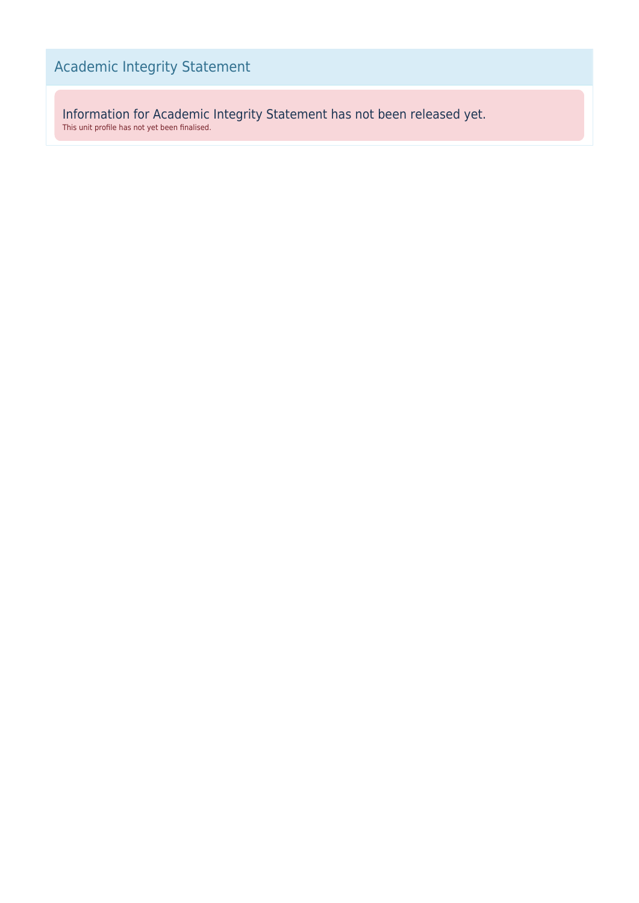## Academic Integrity Statement

Information for Academic Integrity Statement has not been released yet.

This unit profile has not yet been finalised.